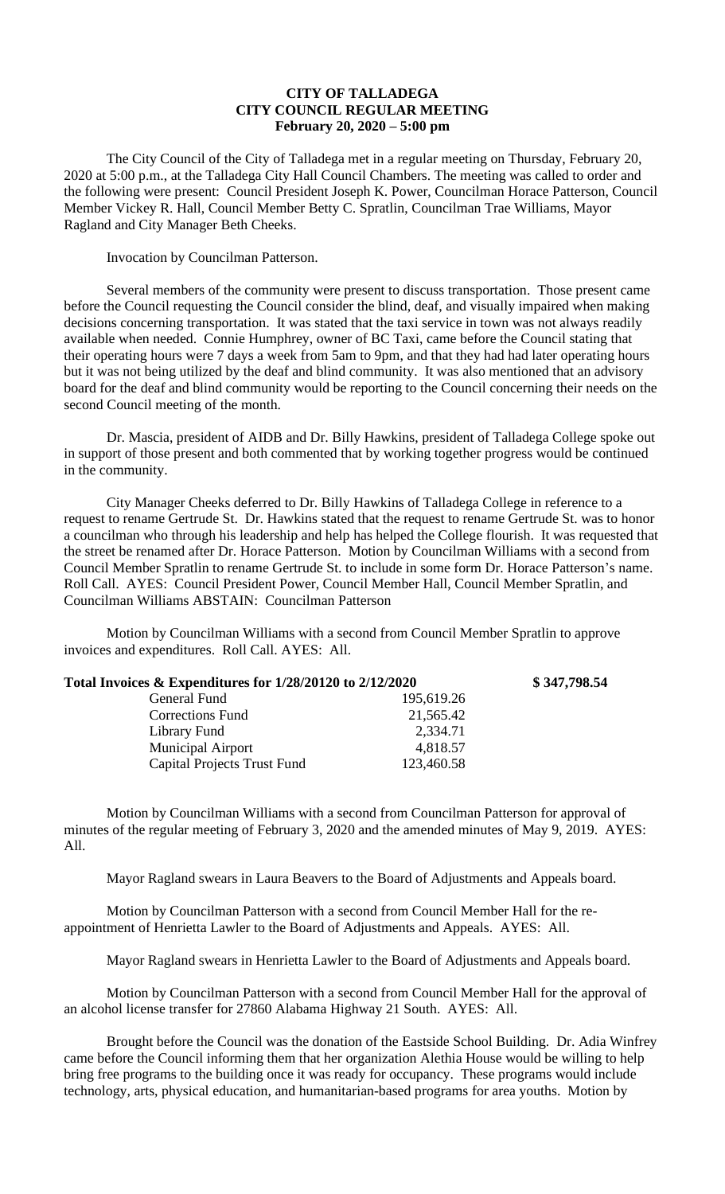# CITY OF TALLADEGA
## CITY COUNCIL REGULAR MEETING
### February 20, 2020 – 5:00 pm

The City Council of the City of Talladega met in a regular meeting on Thursday, February 20, 2020 at 5:00 p.m., at the Talladega City Hall Council Chambers. The meeting was called to order and the following were present: Council President Joseph K. Power, Councilman Horace Patterson, Council Member Vickey R. Hall, Council Member Betty C. Spratlin, Councilman Trae Williams, Mayor Ragland and City Manager Beth Cheeks.

Invocation by Councilman Patterson.

Several members of the community were present to discuss transportation. Those present came before the Council requesting the Council consider the blind, deaf, and visually impaired when making decisions concerning transportation. It was stated that the taxi service in town was not always readily available when needed. Connie Humphrey, owner of BC Taxi, came before the Council stating that their operating hours were 7 days a week from 5am to 9pm, and that they had had later operating hours but it was not being utilized by the deaf and blind community. It was also mentioned that an advisory board for the deaf and blind community would be reporting to the Council concerning their needs on the second Council meeting of the month.

Dr. Mascia, president of AIDB and Dr. Billy Hawkins, president of Talladega College spoke out in support of those present and both commented that by working together progress would be continued in the community.

City Manager Cheeks deferred to Dr. Billy Hawkins of Talladega College in reference to a request to rename Gertrude St. Dr. Hawkins stated that the request to rename Gertrude St. was to honor a councilman who through his leadership and help has helped the College flourish. It was requested that the street be renamed after Dr. Horace Patterson. Motion by Councilman Williams with a second from Council Member Spratlin to rename Gertrude St. to include in some form Dr. Horace Patterson's name. Roll Call. AYES: Council President Power, Council Member Hall, Council Member Spratlin, and Councilman Williams ABSTAIN: Councilman Patterson

Motion by Councilman Williams with a second from Council Member Spratlin to approve invoices and expenditures. Roll Call. AYES: All.

| **Total Invoices & Expenditures for 1/28/20120 to 2/12/2020** | | **\$ 347,798.54** |
|---|---|---|
| General Fund | 195,619.26 | |
| Corrections Fund | 21,565.42 | |
| Library Fund | 2,334.71 | |
| Municipal Airport | 4,818.57 | |
| Capital Projects Trust Fund | 123,460.58 | |

Motion by Councilman Williams with a second from Councilman Patterson for approval of minutes of the regular meeting of February 3, 2020 and the amended minutes of May 9, 2019. AYES: All.

Mayor Ragland swears in Laura Beavers to the Board of Adjustments and Appeals board.

Motion by Councilman Patterson with a second from Council Member Hall for the re-appointment of Henrietta Lawler to the Board of Adjustments and Appeals. AYES: All.

Mayor Ragland swears in Henrietta Lawler to the Board of Adjustments and Appeals board.

Motion by Councilman Patterson with a second from Council Member Hall for the approval of an alcohol license transfer for 27860 Alabama Highway 21 South. AYES: All.

Brought before the Council was the donation of the Eastside School Building. Dr. Adia Winfrey came before the Council informing them that her organization Alethia House would be willing to help bring free programs to the building once it was ready for occupancy. These programs would include technology, arts, physical education, and humanitarian-based programs for area youths. Motion by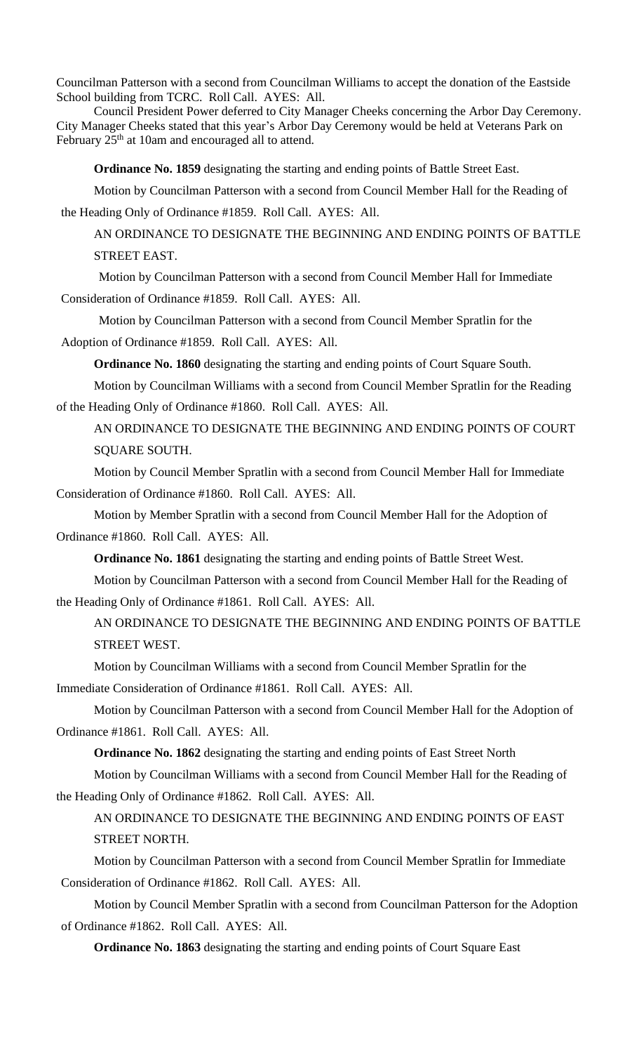Councilman Patterson with a second from Councilman Williams to accept the donation of the Eastside School building from TCRC. Roll Call. AYES: All.

Council President Power deferred to City Manager Cheeks concerning the Arbor Day Ceremony. City Manager Cheeks stated that this year's Arbor Day Ceremony would be held at Veterans Park on February 25th at 10am and encouraged all to attend.

**Ordinance No. 1859** designating the starting and ending points of Battle Street East.

Motion by Councilman Patterson with a second from Council Member Hall for the Reading of the Heading Only of Ordinance #1859. Roll Call. AYES: All.

AN ORDINANCE TO DESIGNATE THE BEGINNING AND ENDING POINTS OF BATTLE STREET EAST.

Motion by Councilman Patterson with a second from Council Member Hall for Immediate Consideration of Ordinance #1859. Roll Call. AYES: All.

Motion by Councilman Patterson with a second from Council Member Spratlin for the Adoption of Ordinance #1859. Roll Call. AYES: All.

**Ordinance No. 1860** designating the starting and ending points of Court Square South.

Motion by Councilman Williams with a second from Council Member Spratlin for the Reading of the Heading Only of Ordinance #1860. Roll Call. AYES: All.

AN ORDINANCE TO DESIGNATE THE BEGINNING AND ENDING POINTS OF COURT SQUARE SOUTH.

Motion by Council Member Spratlin with a second from Council Member Hall for Immediate Consideration of Ordinance #1860. Roll Call. AYES: All.

Motion by Member Spratlin with a second from Council Member Hall for the Adoption of Ordinance #1860. Roll Call. AYES: All.

**Ordinance No. 1861** designating the starting and ending points of Battle Street West.

Motion by Councilman Patterson with a second from Council Member Hall for the Reading of the Heading Only of Ordinance #1861. Roll Call. AYES: All.

AN ORDINANCE TO DESIGNATE THE BEGINNING AND ENDING POINTS OF BATTLE STREET WEST.

Motion by Councilman Williams with a second from Council Member Spratlin for the Immediate Consideration of Ordinance #1861. Roll Call. AYES: All.

Motion by Councilman Patterson with a second from Council Member Hall for the Adoption of Ordinance #1861. Roll Call. AYES: All.

**Ordinance No. 1862** designating the starting and ending points of East Street North

Motion by Councilman Williams with a second from Council Member Hall for the Reading of the Heading Only of Ordinance #1862. Roll Call. AYES: All.

AN ORDINANCE TO DESIGNATE THE BEGINNING AND ENDING POINTS OF EAST STREET NORTH.

Motion by Councilman Patterson with a second from Council Member Spratlin for Immediate Consideration of Ordinance #1862. Roll Call. AYES: All.

Motion by Council Member Spratlin with a second from Councilman Patterson for the Adoption of Ordinance #1862. Roll Call. AYES: All.

**Ordinance No. 1863** designating the starting and ending points of Court Square East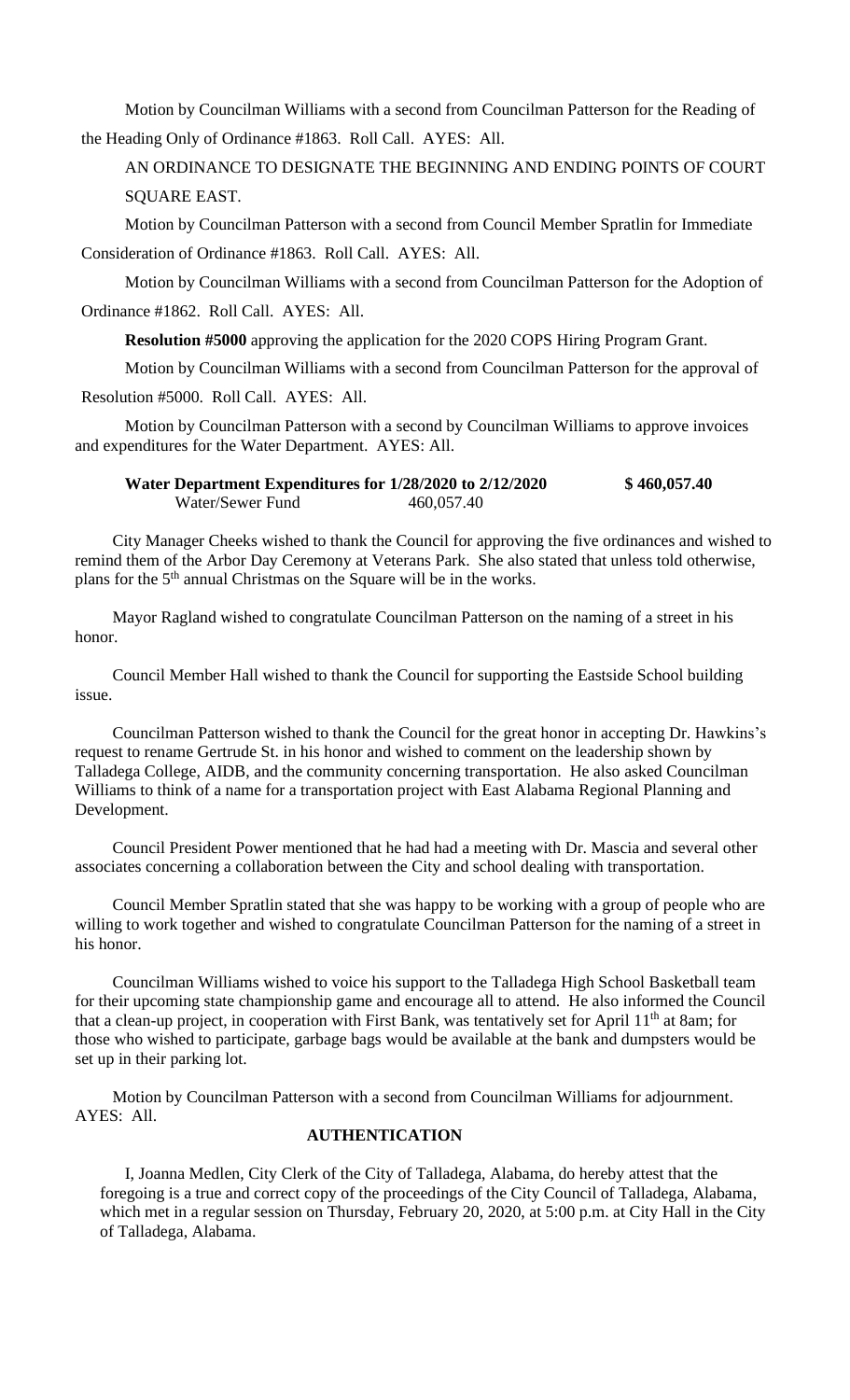Motion by Councilman Williams with a second from Councilman Patterson for the Reading of the Heading Only of Ordinance #1863. Roll Call. AYES: All.

AN ORDINANCE TO DESIGNATE THE BEGINNING AND ENDING POINTS OF COURT SQUARE EAST.

Motion by Councilman Patterson with a second from Council Member Spratlin for Immediate Consideration of Ordinance #1863. Roll Call. AYES: All.

Motion by Councilman Williams with a second from Councilman Patterson for the Adoption of Ordinance #1862. Roll Call. AYES: All.

**Resolution #5000** approving the application for the 2020 COPS Hiring Program Grant.

Motion by Councilman Williams with a second from Councilman Patterson for the approval of Resolution #5000. Roll Call. AYES: All.

Motion by Councilman Patterson with a second by Councilman Williams to approve invoices and expenditures for the Water Department. AYES: All.

| | | |
|---|---|---|
| **Water Department Expenditures for 1/28/2020 to 2/12/2020** | | **$ 460,057.40** |
| Water/Sewer Fund | 460,057.40 | |

City Manager Cheeks wished to thank the Council for approving the five ordinances and wished to remind them of the Arbor Day Ceremony at Veterans Park. She also stated that unless told otherwise, plans for the 5th annual Christmas on the Square will be in the works.

Mayor Ragland wished to congratulate Councilman Patterson on the naming of a street in his honor.

Council Member Hall wished to thank the Council for supporting the Eastside School building issue.

Councilman Patterson wished to thank the Council for the great honor in accepting Dr. Hawkins's request to rename Gertrude St. in his honor and wished to comment on the leadership shown by Talladega College, AIDB, and the community concerning transportation. He also asked Councilman Williams to think of a name for a transportation project with East Alabama Regional Planning and Development.

Council President Power mentioned that he had had a meeting with Dr. Mascia and several other associates concerning a collaboration between the City and school dealing with transportation.

Council Member Spratlin stated that she was happy to be working with a group of people who are willing to work together and wished to congratulate Councilman Patterson for the naming of a street in his honor.

Councilman Williams wished to voice his support to the Talladega High School Basketball team for their upcoming state championship game and encourage all to attend. He also informed the Council that a clean-up project, in cooperation with First Bank, was tentatively set for April 11th at 8am; for those who wished to participate, garbage bags would be available at the bank and dumpsters would be set up in their parking lot.

Motion by Councilman Patterson with a second from Councilman Williams for adjournment. AYES: All.

**AUTHENTICATION**

I, Joanna Medlen, City Clerk of the City of Talladega, Alabama, do hereby attest that the foregoing is a true and correct copy of the proceedings of the City Council of Talladega, Alabama, which met in a regular session on Thursday, February 20, 2020, at 5:00 p.m. at City Hall in the City of Talladega, Alabama.